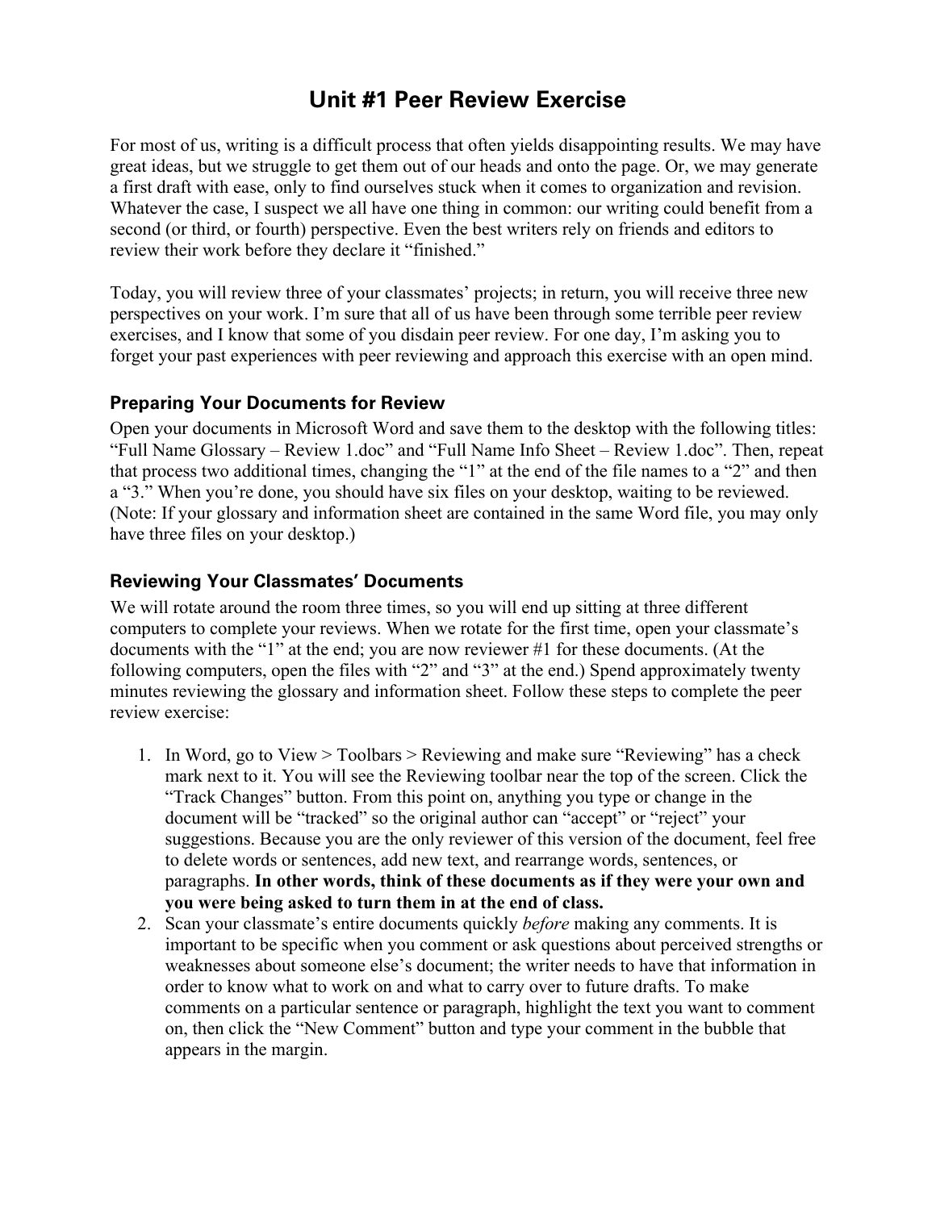# Unit #1 Peer Review Exercise

For most of us, writing is a difficult process that often yields disappointing results. We may have great ideas, but we struggle to get them out of our heads and onto the page. Or, we may generate a first draft with ease, only to find ourselves stuck when it comes to organization and revision. Whatever the case, I suspect we all have one thing in common: our writing could benefit from a second (or third, or fourth) perspective. Even the best writers rely on friends and editors to review their work before they declare it "finished."

Today, you will review three of your classmates' projects; in return, you will receive three new perspectives on your work. I'm sure that all of us have been through some terrible peer review exercises, and I know that some of you disdain peer review. For one day, I'm asking you to forget your past experiences with peer reviewing and approach this exercise with an open mind.

## Preparing Your Documents for Review

Open your documents in Microsoft Word and save them to the desktop with the following titles: "Full Name Glossary – Review 1.doc" and "Full Name Info Sheet – Review 1.doc". Then, repeat that process two additional times, changing the "1" at the end of the file names to a "2" and then a "3." When you're done, you should have six files on your desktop, waiting to be reviewed. (Note: If your glossary and information sheet are contained in the same Word file, you may only have three files on your desktop.)

## Reviewing Your Classmates' Documents

We will rotate around the room three times, so you will end up sitting at three different computers to complete your reviews. When we rotate for the first time, open your classmate's documents with the "1" at the end; you are now reviewer #1 for these documents. (At the following computers, open the files with "2" and "3" at the end.) Spend approximately twenty minutes reviewing the glossary and information sheet. Follow these steps to complete the peer review exercise:

1. In Word, go to View > Toolbars > Reviewing and make sure "Reviewing" has a check mark next to it. You will see the Reviewing toolbar near the top of the screen. Click the "Track Changes" button. From this point on, anything you type or change in the document will be "tracked" so the original author can "accept" or "reject" your suggestions. Because you are the only reviewer of this version of the document, feel free to delete words or sentences, add new text, and rearrange words, sentences, or paragraphs. **In other words, think of these documents as if they were your own and you were being asked to turn them in at the end of class.**
2. Scan your classmate's entire documents quickly *before* making any comments. It is important to be specific when you comment or ask questions about perceived strengths or weaknesses about someone else's document; the writer needs to have that information in order to know what to work on and what to carry over to future drafts. To make comments on a particular sentence or paragraph, highlight the text you want to comment on, then click the "New Comment" button and type your comment in the bubble that appears in the margin.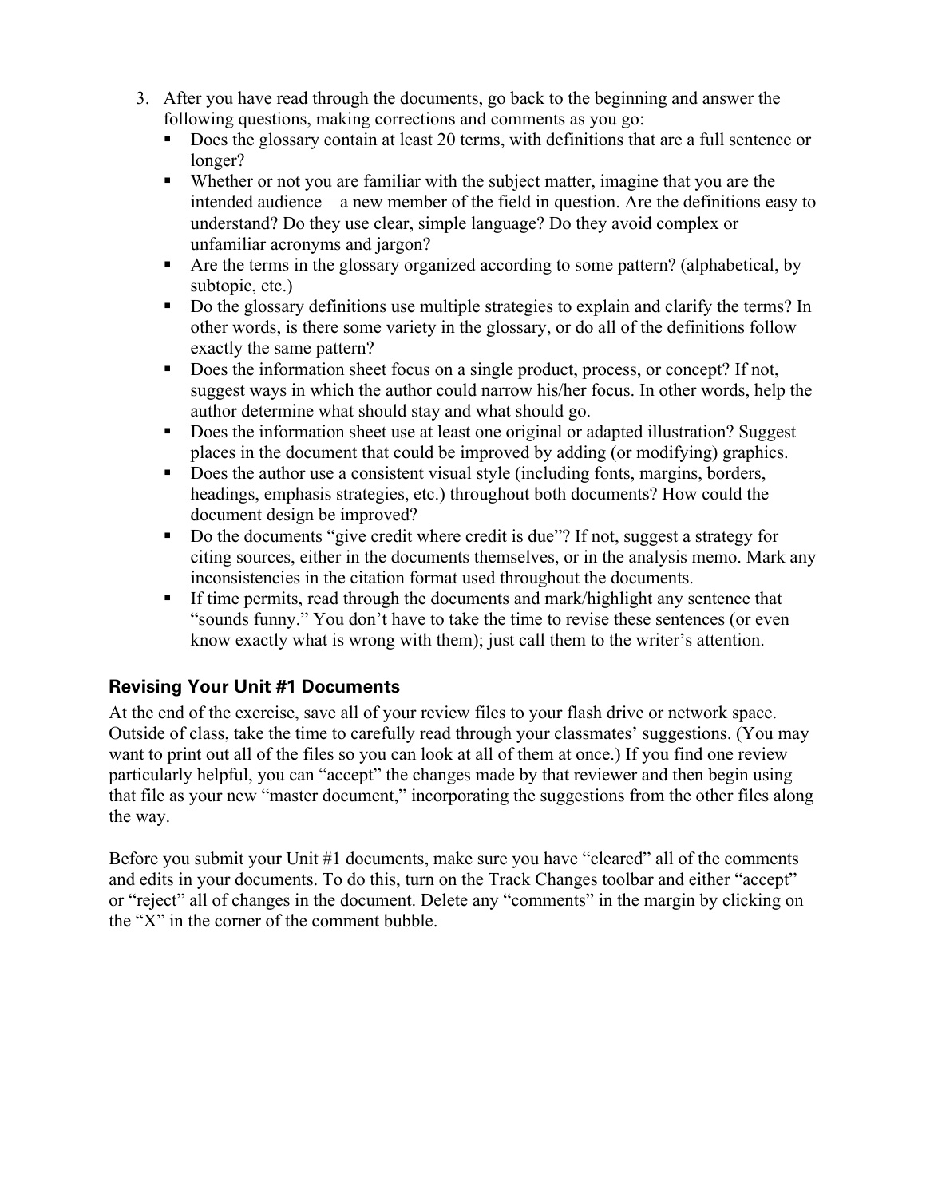3. After you have read through the documents, go back to the beginning and answer the following questions, making corrections and comments as you go:
   - Does the glossary contain at least 20 terms, with definitions that are a full sentence or longer?
   - Whether or not you are familiar with the subject matter, imagine that you are the intended audience—a new member of the field in question. Are the definitions easy to understand? Do they use clear, simple language? Do they avoid complex or unfamiliar acronyms and jargon?
   - Are the terms in the glossary organized according to some pattern? (alphabetical, by subtopic, etc.)
   - Do the glossary definitions use multiple strategies to explain and clarify the terms? In other words, is there some variety in the glossary, or do all of the definitions follow exactly the same pattern?
   - Does the information sheet focus on a single product, process, or concept? If not, suggest ways in which the author could narrow his/her focus. In other words, help the author determine what should stay and what should go.
   - Does the information sheet use at least one original or adapted illustration? Suggest places in the document that could be improved by adding (or modifying) graphics.
   - Does the author use a consistent visual style (including fonts, margins, borders, headings, emphasis strategies, etc.) throughout both documents? How could the document design be improved?
   - Do the documents "give credit where credit is due"? If not, suggest a strategy for citing sources, either in the documents themselves, or in the analysis memo. Mark any inconsistencies in the citation format used throughout the documents.
   - If time permits, read through the documents and mark/highlight any sentence that "sounds funny." You don't have to take the time to revise these sentences (or even know exactly what is wrong with them); just call them to the writer's attention.

### Revising Your Unit #1 Documents

At the end of the exercise, save all of your review files to your flash drive or network space. Outside of class, take the time to carefully read through your classmates' suggestions. (You may want to print out all of the files so you can look at all of them at once.) If you find one review particularly helpful, you can "accept" the changes made by that reviewer and then begin using that file as your new "master document," incorporating the suggestions from the other files along the way.

Before you submit your Unit #1 documents, make sure you have "cleared" all of the comments and edits in your documents. To do this, turn on the Track Changes toolbar and either "accept" or "reject" all of changes in the document. Delete any "comments" in the margin by clicking on the "X" in the corner of the comment bubble.